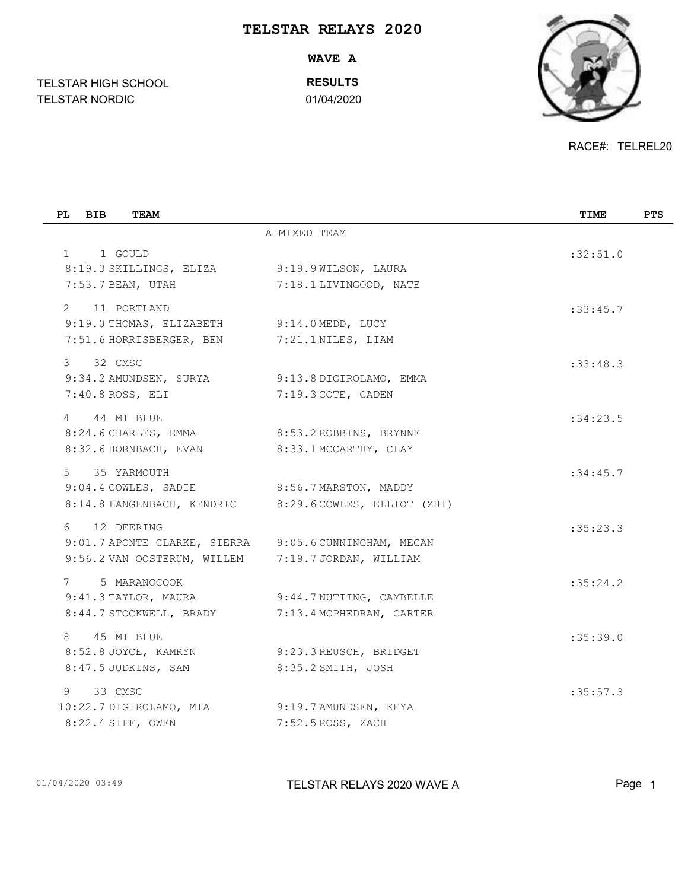# TELSTAR RELAYS 2020

## WAVE A

TELSTAR HIGH SCHOOL
TELSTAR NORDIC

**RESULTS**
01/04/2020

RACE#: TELREL20

| PL | BIB | TEAM | | TIME | PTS |
|---|---|---|---|---|---|
| | | A MIXED TEAM | | | |
| 1 | 1 | GOULD | | :32:51.0 | |
| | | 8:19.3 SKILLINGS, ELIZA | 9:19.9 WILSON, LAURA | | |
| | | 7:53.7 BEAN, UTAH | 7:18.1 LIVINGOOD, NATE | | |
| 2 | 11 | PORTLAND | | :33:45.7 | |
| | | 9:19.0 THOMAS, ELIZABETH | 9:14.0 MEDD, LUCY | | |
| | | 7:51.6 HORRISBERGER, BEN | 7:21.1 NILES, LIAM | | |
| 3 | 32 | CMSC | | :33:48.3 | |
| | | 9:34.2 AMUNDSEN, SURYA | 9:13.8 DIGIROLAMO, EMMA | | |
| | | 7:40.8 ROSS, ELI | 7:19.3 COTE, CADEN | | |
| 4 | 44 | MT BLUE | | :34:23.5 | |
| | | 8:24.6 CHARLES, EMMA | 8:53.2 ROBBINS, BRYNNE | | |
| | | 8:32.6 HORNBACH, EVAN | 8:33.1 MCCARTHY, CLAY | | |
| 5 | 35 | YARMOUTH | | :34:45.7 | |
| | | 9:04.4 COWLES, SADIE | 8:56.7 MARSTON, MADDY | | |
| | | 8:14.8 LANGENBACH, KENDRIC | 8:29.6 COWLES, ELLIOT (ZHI) | | |
| 6 | 12 | DEERING | | :35:23.3 | |
| | | 9:01.7 APONTE CLARKE, SIERRA | 9:05.6 CUNNINGHAM, MEGAN | | |
| | | 9:56.2 VAN OOSTERUM, WILLEM | 7:19.7 JORDAN, WILLIAM | | |
| 7 | 5 | MARANOCOOK | | :35:24.2 | |
| | | 9:41.3 TAYLOR, MAURA | 9:44.7 NUTTING, CAMBELLE | | |
| | | 8:44.7 STOCKWELL, BRADY | 7:13.4 MCPHEDRAN, CARTER | | |
| 8 | 45 | MT BLUE | | :35:39.0 | |
| | | 8:52.8 JOYCE, KAMRYN | 9:23.3 REUSCH, BRIDGET | | |
| | | 8:47.5 JUDKINS, SAM | 8:35.2 SMITH, JOSH | | |
| 9 | 33 | CMSC | | :35:57.3 | |
| | | 10:22.7 DIGIROLAMO, MIA | 9:19.7 AMUNDSEN, KEYA | | |
| | | 8:22.4 SIFF, OWEN | 7:52.5 ROSS, ZACH | | |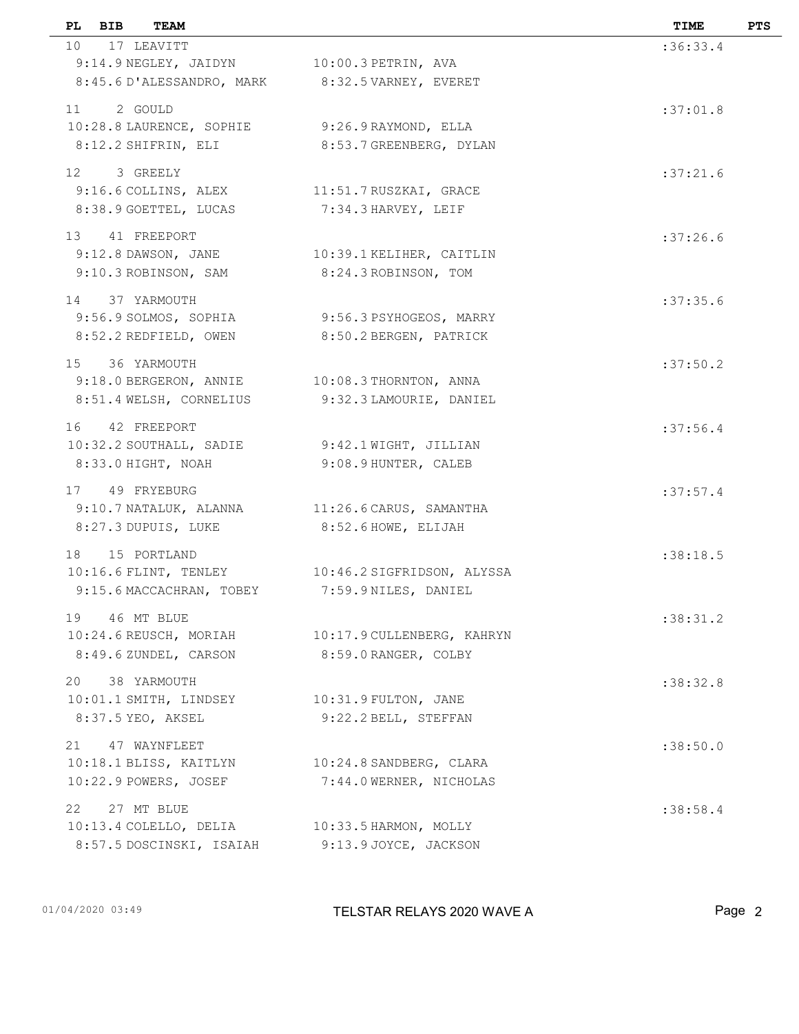| PL | BIB | TEAM | | TIME | PTS |
|---|---|---|---|---|---|
| 10 | 17 | LEAVITT | | :36:33.4 | |
| | | 9:14.9 NEGLEY, JAIDYN | 10:00.3 PETRIN, AVA | | |
| | | 8:45.6 D'ALESSANDRO, MARK | 8:32.5 VARNEY, EVERET | | |
| 11 | 2 | GOULD | | :37:01.8 | |
| | | 10:28.8 LAURENCE, SOPHIE | 9:26.9 RAYMOND, ELLA | | |
| | | 8:12.2 SHIFRIN, ELI | 8:53.7 GREENBERG, DYLAN | | |
| 12 | 3 | GREELY | | :37:21.6 | |
| | | 9:16.6 COLLINS, ALEX | 11:51.7 RUSZKAI, GRACE | | |
| | | 8:38.9 GOETTEL, LUCAS | 7:34.3 HARVEY, LEIF | | |
| 13 | 41 | FREEPORT | | :37:26.6 | |
| | | 9:12.8 DAWSON, JANE | 10:39.1 KELIHER, CAITLIN | | |
| | | 9:10.3 ROBINSON, SAM | 8:24.3 ROBINSON, TOM | | |
| 14 | 37 | YARMOUTH | | :37:35.6 | |
| | | 9:56.9 SOLMOS, SOPHIA | 9:56.3 PSYHOGEOS, MARRY | | |
| | | 8:52.2 REDFIELD, OWEN | 8:50.2 BERGEN, PATRICK | | |
| 15 | 36 | YARMOUTH | | :37:50.2 | |
| | | 9:18.0 BERGERON, ANNIE | 10:08.3 THORNTON, ANNA | | |
| | | 8:51.4 WELSH, CORNELIUS | 9:32.3 LAMOURIE, DANIEL | | |
| 16 | 42 | FREEPORT | | :37:56.4 | |
| | | 10:32.2 SOUTHALL, SADIE | 9:42.1 WIGHT, JILLIAN | | |
| | | 8:33.0 HIGHT, NOAH | 9:08.9 HUNTER, CALEB | | |
| 17 | 49 | FRYEBURG | | :37:57.4 | |
| | | 9:10.7 NATALUK, ALANNA | 11:26.6 CARUS, SAMANTHA | | |
| | | 8:27.3 DUPUIS, LUKE | 8:52.6 HOWE, ELIJAH | | |
| 18 | 15 | PORTLAND | | :38:18.5 | |
| | | 10:16.6 FLINT, TENLEY | 10:46.2 SIGFRIDSON, ALYSSA | | |
| | | 9:15.6 MACCACHRAN, TOBEY | 7:59.9 NILES, DANIEL | | |
| 19 | 46 | MT BLUE | | :38:31.2 | |
| | | 10:24.6 REUSCH, MORIAH | 10:17.9 CULLENBERG, KAHRYN | | |
| | | 8:49.6 ZUNDEL, CARSON | 8:59.0 RANGER, COLBY | | |
| 20 | 38 | YARMOUTH | | :38:32.8 | |
| | | 10:01.1 SMITH, LINDSEY | 10:31.9 FULTON, JANE | | |
| | | 8:37.5 YEO, AKSEL | 9:22.2 BELL, STEFFAN | | |
| 21 | 47 | WAYNFLEET | | :38:50.0 | |
| | | 10:18.1 BLISS, KAITLYN | 10:24.8 SANDBERG, CLARA | | |
| | | 10:22.9 POWERS, JOSEF | 7:44.0 WERNER, NICHOLAS | | |
| 22 | 27 | MT BLUE | | :38:58.4 | |
| | | 10:13.4 COLELLO, DELIA | 10:33.5 HARMON, MOLLY | | |
| | | 8:57.5 DOSCINSKI, ISAIAH | 9:13.9 JOYCE, JACKSON | | |

01/04/2020 03:49 TELSTAR RELAYS 2020 WAVE A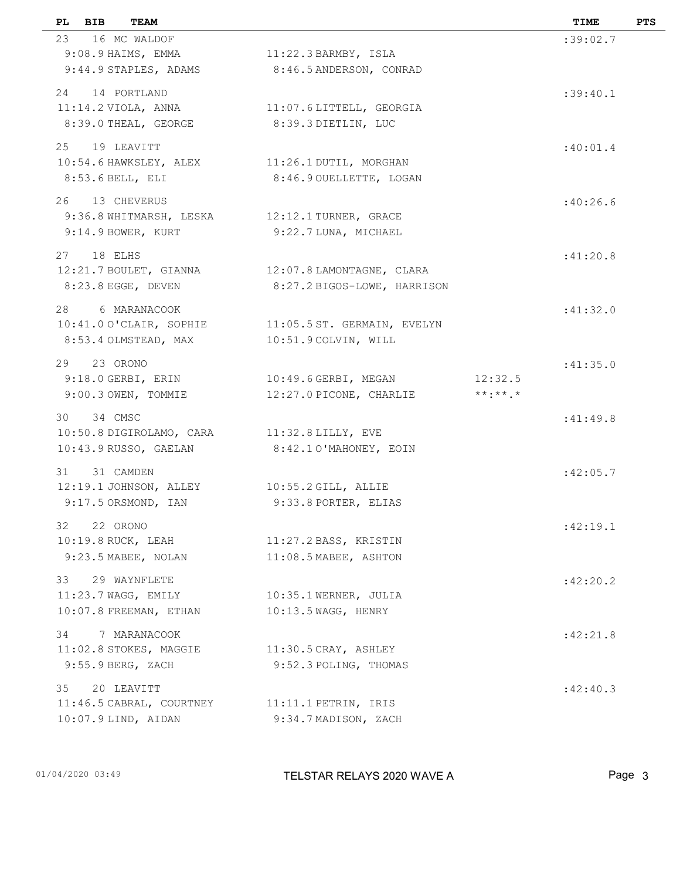| PL | BIB | TEAM | | | TIME | PTS |
|---|---|---|---|---|---|---|
| 23 | 16 | MC WALDOF | | | :39:02.7 | |
| | | 9:08.9 HAIMS, EMMA | 11:22.3 BARMBY, ISLA | | | |
| | | 9:44.9 STAPLES, ADAMS | 8:46.5 ANDERSON, CONRAD | | | |
| 24 | 14 | PORTLAND | | | :39:40.1 | |
| | | 11:14.2 VIOLA, ANNA | 11:07.6 LITTELL, GEORGIA | | | |
| | | 8:39.0 THEAL, GEORGE | 8:39.3 DIETLIN, LUC | | | |
| 25 | 19 | LEAVITT | | | :40:01.4 | |
| | | 10:54.6 HAWKSLEY, ALEX | 11:26.1 DUTIL, MORGHAN | | | |
| | | 8:53.6 BELL, ELI | 8:46.9 OUELLETTE, LOGAN | | | |
| 26 | 13 | CHEVERUS | | | :40:26.6 | |
| | | 9:36.8 WHITMARSH, LESKA | 12:12.1 TURNER, GRACE | | | |
| | | 9:14.9 BOWER, KURT | 9:22.7 LUNA, MICHAEL | | | |
| 27 | 18 | ELHS | | | :41:20.8 | |
| | | 12:21.7 BOULET, GIANNA | 12:07.8 LAMONTAGNE, CLARA | | | |
| | | 8:23.8 EGGE, DEVEN | 8:27.2 BIGOS-LOWE, HARRISON | | | |
| 28 | 6 | MARANACOOK | | | :41:32.0 | |
| | | 10:41.0 O'CLAIR, SOPHIE | 11:05.5 ST. GERMAIN, EVELYN | | | |
| | | 8:53.4 OLMSTEAD, MAX | 10:51.9 COLVIN, WILL | | | |
| 29 | 23 | ORONO | | | :41:35.0 | |
| | | 9:18.0 GERBI, ERIN | 10:49.6 GERBI, MEGAN | 12:32.5 | | |
| | | 9:00.3 OWEN, TOMMIE | 12:27.0 PICONE, CHARLIE | **:**.* | | |
| 30 | 34 | CMSC | | | :41:49.8 | |
| | | 10:50.8 DIGIROLAMO, CARA | 11:32.8 LILLY, EVE | | | |
| | | 10:43.9 RUSSO, GAELAN | 8:42.1 O'MAHONEY, EOIN | | | |
| 31 | 31 | CAMDEN | | | :42:05.7 | |
| | | 12:19.1 JOHNSON, ALLEY | 10:55.2 GILL, ALLIE | | | |
| | | 9:17.5 ORSMOND, IAN | 9:33.8 PORTER, ELIAS | | | |
| 32 | 22 | ORONO | | | :42:19.1 | |
| | | 10:19.8 RUCK, LEAH | 11:27.2 BASS, KRISTIN | | | |
| | | 9:23.5 MABEE, NOLAN | 11:08.5 MABEE, ASHTON | | | |
| 33 | 29 | WAYNFLETE | | | :42:20.2 | |
| | | 11:23.7 WAGG, EMILY | 10:35.1 WERNER, JULIA | | | |
| | | 10:07.8 FREEMAN, ETHAN | 10:13.5 WAGG, HENRY | | | |
| 34 | 7 | MARANACOOK | | | :42:21.8 | |
| | | 11:02.8 STOKES, MAGGIE | 11:30.5 CRAY, ASHLEY | | | |
| | | 9:55.9 BERG, ZACH | 9:52.3 POLING, THOMAS | | | |
| 35 | 20 | LEAVITT | | | :42:40.3 | |
| | | 11:46.5 CABRAL, COURTNEY | 11:11.1 PETRIN, IRIS | | | |
| | | 10:07.9 LIND, AIDAN | 9:34.7 MADISON, ZACH | | | |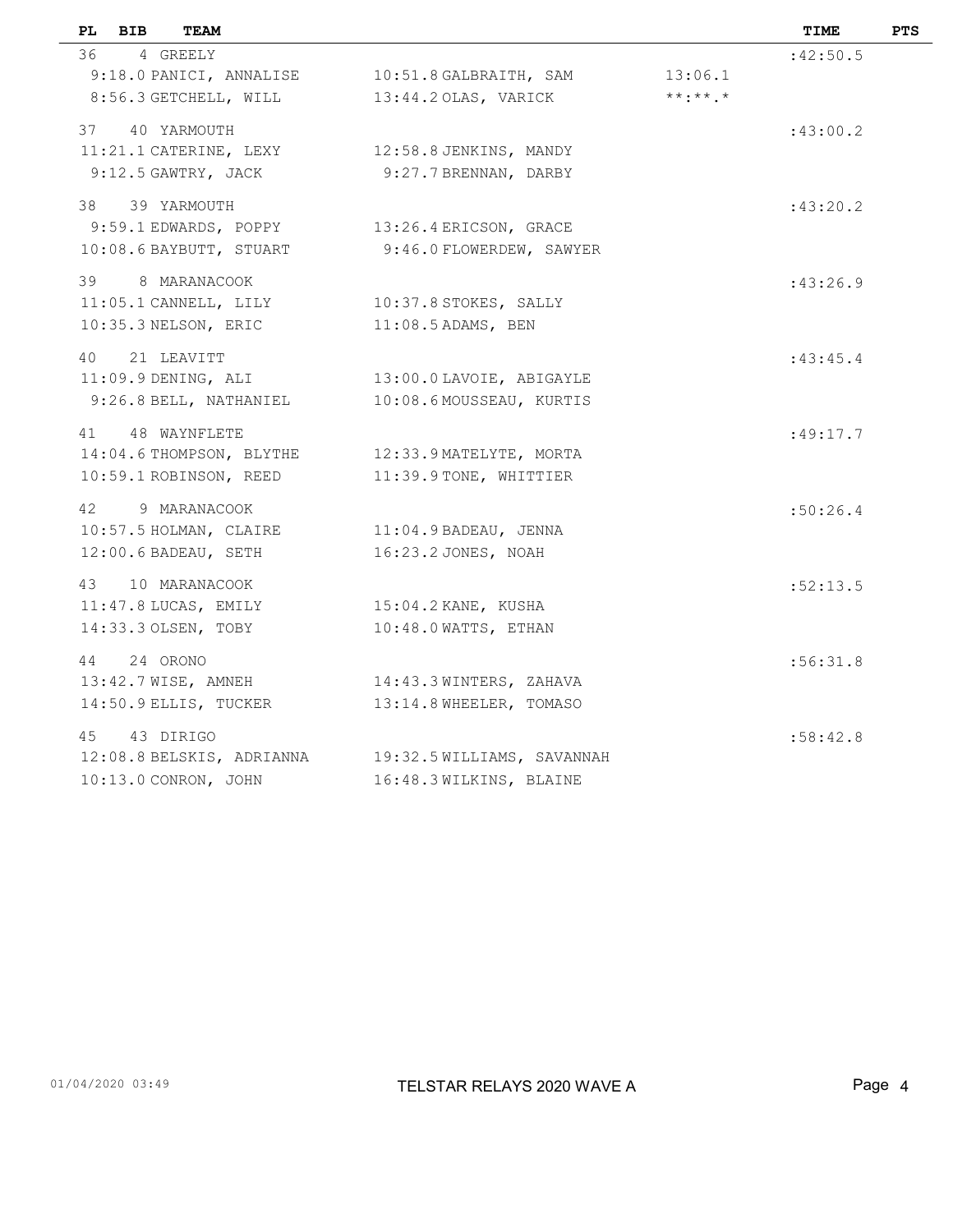| PL | BIB | TEAM | | | TIME | PTS |
|---|---|---|---|---|---|---|
| 36 | 4 | GREELY | | | :42:50.5 | |
| | | 9:18.0 PANICI, ANNALISE | 10:51.8 GALBRAITH, SAM | 13:06.1 | | |
| | | 8:56.3 GETCHELL, WILL | 13:44.2 OLAS, VARICK | **:**.* | | |
| 37 | 40 | YARMOUTH | | | :43:00.2 | |
| | | 11:21.1 CATERINE, LEXY | 12:58.8 JENKINS, MANDY | | | |
| | | 9:12.5 GAWTRY, JACK | 9:27.7 BRENNAN, DARBY | | | |
| 38 | 39 | YARMOUTH | | | :43:20.2 | |
| | | 9:59.1 EDWARDS, POPPY | 13:26.4 ERICSON, GRACE | | | |
| | | 10:08.6 BAYBUTT, STUART | 9:46.0 FLOWERDEW, SAWYER | | | |
| 39 | 8 | MARANACOOK | | | :43:26.9 | |
| | | 11:05.1 CANNELL, LILY | 10:37.8 STOKES, SALLY | | | |
| | | 10:35.3 NELSON, ERIC | 11:08.5 ADAMS, BEN | | | |
| 40 | 21 | LEAVITT | | | :43:45.4 | |
| | | 11:09.9 DENING, ALI | 13:00.0 LAVOIE, ABIGAYLE | | | |
| | | 9:26.8 BELL, NATHANIEL | 10:08.6 MOUSSEAU, KURTIS | | | |
| 41 | 48 | WAYNFLETE | | | :49:17.7 | |
| | | 14:04.6 THOMPSON, BLYTHE | 12:33.9 MATELYTE, MORTA | | | |
| | | 10:59.1 ROBINSON, REED | 11:39.9 TONE, WHITTIER | | | |
| 42 | 9 | MARANACOOK | | | :50:26.4 | |
| | | 10:57.5 HOLMAN, CLAIRE | 11:04.9 BADEAU, JENNA | | | |
| | | 12:00.6 BADEAU, SETH | 16:23.2 JONES, NOAH | | | |
| 43 | 10 | MARANACOOK | | | :52:13.5 | |
| | | 11:47.8 LUCAS, EMILY | 15:04.2 KANE, KUSHA | | | |
| | | 14:33.3 OLSEN, TOBY | 10:48.0 WATTS, ETHAN | | | |
| 44 | 24 | ORONO | | | :56:31.8 | |
| | | 13:42.7 WISE, AMNEH | 14:43.3 WINTERS, ZAHAVA | | | |
| | | 14:50.9 ELLIS, TUCKER | 13:14.8 WHEELER, TOMASO | | | |
| 45 | 43 | DIRIGO | | | :58:42.8 | |
| | | 12:08.8 BELSKIS, ADRIANNA | 19:32.5 WILLIAMS, SAVANNAH | | | |
| | | 10:13.0 CONRON, JOHN | 16:48.3 WILKINS, BLAINE | | | |

01/04/2020 03:49 TELSTAR RELAYS 2020 WAVE A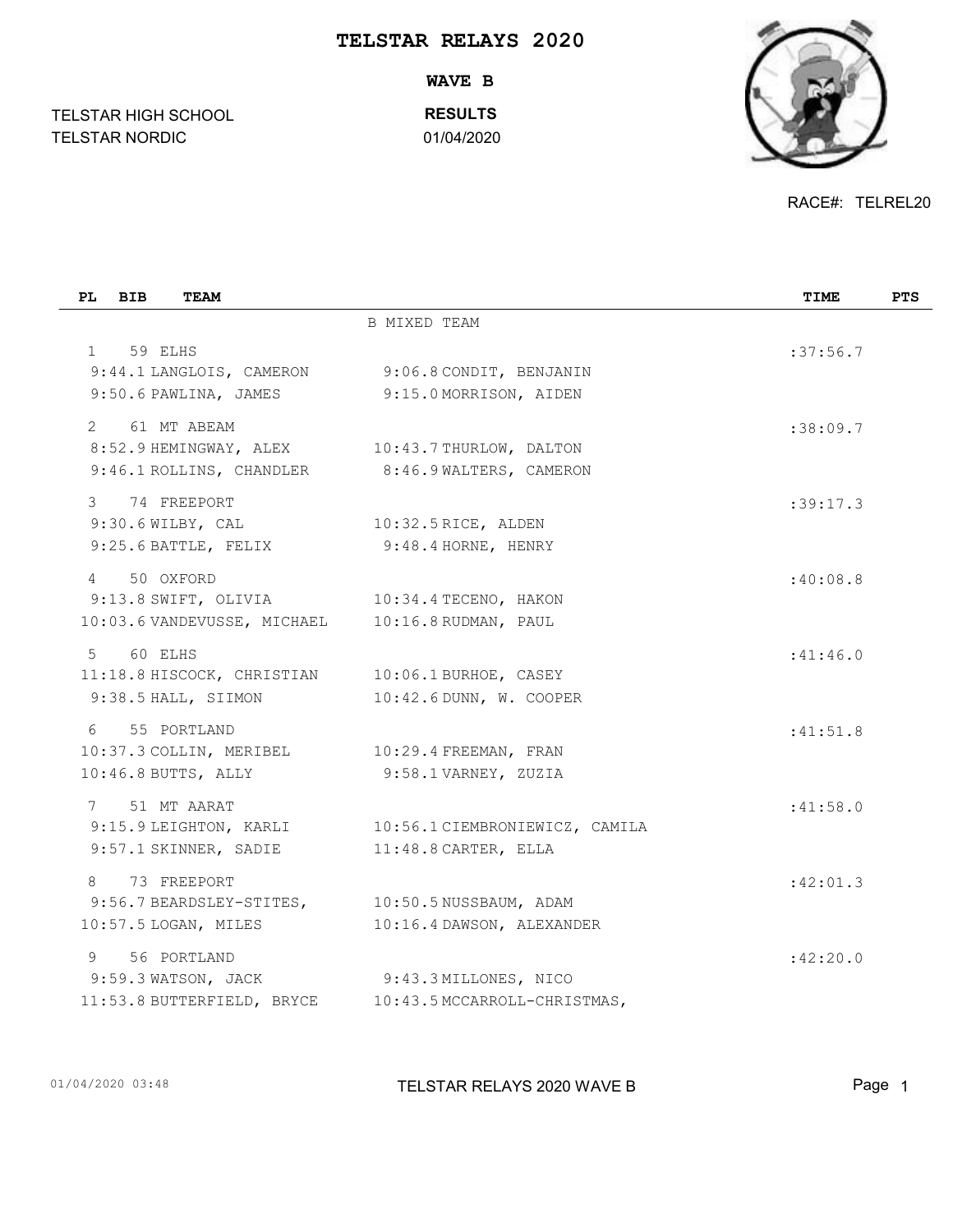# TELSTAR RELAYS 2020

## WAVE B

TELSTAR HIGH SCHOOL
TELSTAR NORDIC

**RESULTS**
01/04/2020

RACE#: TELREL20

| PL | BIB | TEAM | | TIME | PTS |
|---|---|---|---|---|---|
| | | B MIXED TEAM | | | |
| 1 | 59 | ELHS | | :37:56.7 | |
| | | 9:44.1 LANGLOIS, CAMERON | 9:06.8 CONDIT, BENJANIN | | |
| | | 9:50.6 PAWLINA, JAMES | 9:15.0 MORRISON, AIDEN | | |
| 2 | 61 | MT ABEAM | | :38:09.7 | |
| | | 8:52.9 HEMINGWAY, ALEX | 10:43.7 THURLOW, DALTON | | |
| | | 9:46.1 ROLLINS, CHANDLER | 8:46.9 WALTERS, CAMERON | | |
| 3 | 74 | FREEPORT | | :39:17.3 | |
| | | 9:30.6 WILBY, CAL | 10:32.5 RICE, ALDEN | | |
| | | 9:25.6 BATTLE, FELIX | 9:48.4 HORNE, HENRY | | |
| 4 | 50 | OXFORD | | :40:08.8 | |
| | | 9:13.8 SWIFT, OLIVIA | 10:34.4 TECENO, HAKON | | |
| | | 10:03.6 VANDEVUSSE, MICHAEL | 10:16.8 RUDMAN, PAUL | | |
| 5 | 60 | ELHS | | :41:46.0 | |
| | | 11:18.8 HISCOCK, CHRISTIAN | 10:06.1 BURHOE, CASEY | | |
| | | 9:38.5 HALL, SIIMON | 10:42.6 DUNN, W. COOPER | | |
| 6 | 55 | PORTLAND | | :41:51.8 | |
| | | 10:37.3 COLLIN, MERIBEL | 10:29.4 FREEMAN, FRAN | | |
| | | 10:46.8 BUTTS, ALLY | 9:58.1 VARNEY, ZUZIA | | |
| 7 | 51 | MT AARAT | | :41:58.0 | |
| | | 9:15.9 LEIGHTON, KARLI | 10:56.1 CIEMBRONIEWICZ, CAMILA | | |
| | | 9:57.1 SKINNER, SADIE | 11:48.8 CARTER, ELLA | | |
| 8 | 73 | FREEPORT | | :42:01.3 | |
| | | 9:56.7 BEARDSLEY-STITES, | 10:50.5 NUSSBAUM, ADAM | | |
| | | 10:57.5 LOGAN, MILES | 10:16.4 DAWSON, ALEXANDER | | |
| 9 | 56 | PORTLAND | | :42:20.0 | |
| | | 9:59.3 WATSON, JACK | 9:43.3 MILLONES, NICO | | |
| | | 11:53.8 BUTTERFIELD, BRYCE | 10:43.5 MCCARROLL-CHRISTMAS, | | |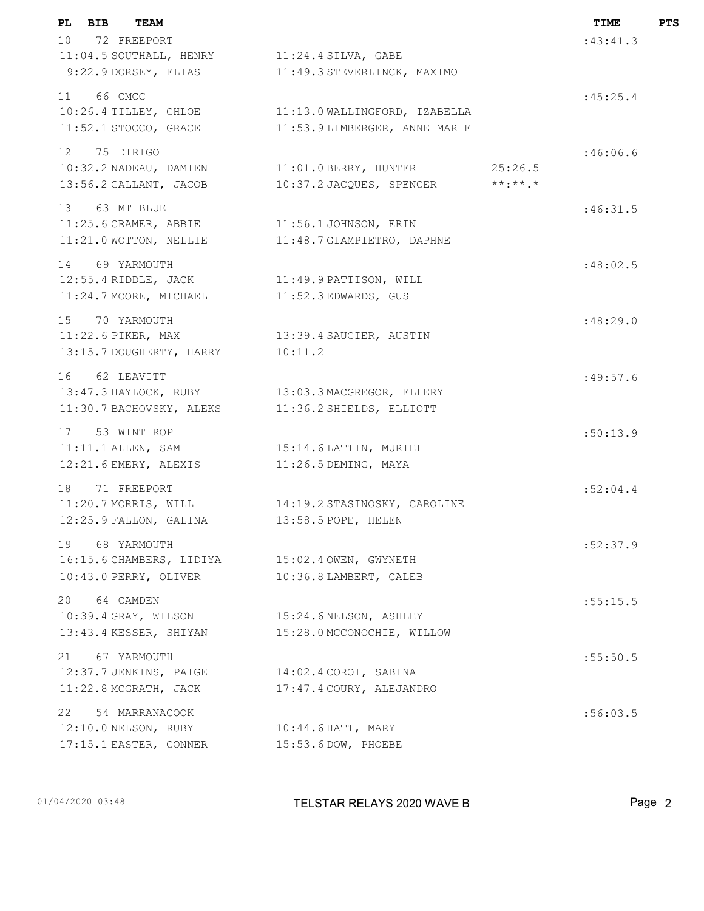| PL | BIB | TEAM | | | TIME | PTS |
|---|---|---|---|---|---|---|
| 10 | 72 | FREEPORT | | | :43:41.3 | |
| | | 11:04.5 SOUTHALL, HENRY | 11:24.4 SILVA, GABE | | | |
| | | 9:22.9 DORSEY, ELIAS | 11:49.3 STEVERLINCK, MAXIMO | | | |
| 11 | 66 | CMCC | | | :45:25.4 | |
| | | 10:26.4 TILLEY, CHLOE | 11:13.0 WALLINGFORD, IZABELLA | | | |
| | | 11:52.1 STOCCO, GRACE | 11:53.9 LIMBERGER, ANNE MARIE | | | |
| 12 | 75 | DIRIGO | | | :46:06.6 | |
| | | 10:32.2 NADEAU, DAMIEN | 11:01.0 BERRY, HUNTER | 25:26.5 | | |
| | | 13:56.2 GALLANT, JACOB | 10:37.2 JACQUES, SPENCER | **:**.* | | |
| 13 | 63 | MT BLUE | | | :46:31.5 | |
| | | 11:25.6 CRAMER, ABBIE | 11:56.1 JOHNSON, ERIN | | | |
| | | 11:21.0 WOTTON, NELLIE | 11:48.7 GIAMPIETRO, DAPHNE | | | |
| 14 | 69 | YARMOUTH | | | :48:02.5 | |
| | | 12:55.4 RIDDLE, JACK | 11:49.9 PATTISON, WILL | | | |
| | | 11:24.7 MOORE, MICHAEL | 11:52.3 EDWARDS, GUS | | | |
| 15 | 70 | YARMOUTH | | | :48:29.0 | |
| | | 11:22.6 PIKER, MAX | 13:39.4 SAUCIER, AUSTIN | | | |
| | | 13:15.7 DOUGHERTY, HARRY | 10:11.2 | | | |
| 16 | 62 | LEAVITT | | | :49:57.6 | |
| | | 13:47.3 HAYLOCK, RUBY | 13:03.3 MACGREGOR, ELLERY | | | |
| | | 11:30.7 BACHOVSKY, ALEKS | 11:36.2 SHIELDS, ELLIOTT | | | |
| 17 | 53 | WINTHROP | | | :50:13.9 | |
| | | 11:11.1 ALLEN, SAM | 15:14.6 LATTIN, MURIEL | | | |
| | | 12:21.6 EMERY, ALEXIS | 11:26.5 DEMING, MAYA | | | |
| 18 | 71 | FREEPORT | | | :52:04.4 | |
| | | 11:20.7 MORRIS, WILL | 14:19.2 STASINOSKY, CAROLINE | | | |
| | | 12:25.9 FALLON, GALINA | 13:58.5 POPE, HELEN | | | |
| 19 | 68 | YARMOUTH | | | :52:37.9 | |
| | | 16:15.6 CHAMBERS, LIDIYA | 15:02.4 OWEN, GWYNETH | | | |
| | | 10:43.0 PERRY, OLIVER | 10:36.8 LAMBERT, CALEB | | | |
| 20 | 64 | CAMDEN | | | :55:15.5 | |
| | | 10:39.4 GRAY, WILSON | 15:24.6 NELSON, ASHLEY | | | |
| | | 13:43.4 KESSER, SHIYAN | 15:28.0 MCCONOCHIE, WILLOW | | | |
| 21 | 67 | YARMOUTH | | | :55:50.5 | |
| | | 12:37.7 JENKINS, PAIGE | 14:02.4 COROI, SABINA | | | |
| | | 11:22.8 MCGRATH, JACK | 17:47.4 COURY, ALEJANDRO | | | |
| 22 | 54 | MARRANACOOK | | | :56:03.5 | |
| | | 12:10.0 NELSON, RUBY | 10:44.6 HATT, MARY | | | |
| | | 17:15.1 EASTER, CONNER | 15:53.6 DOW, PHOEBE | | | |

01/04/2020 03:48 TELSTAR RELAYS 2020 WAVE B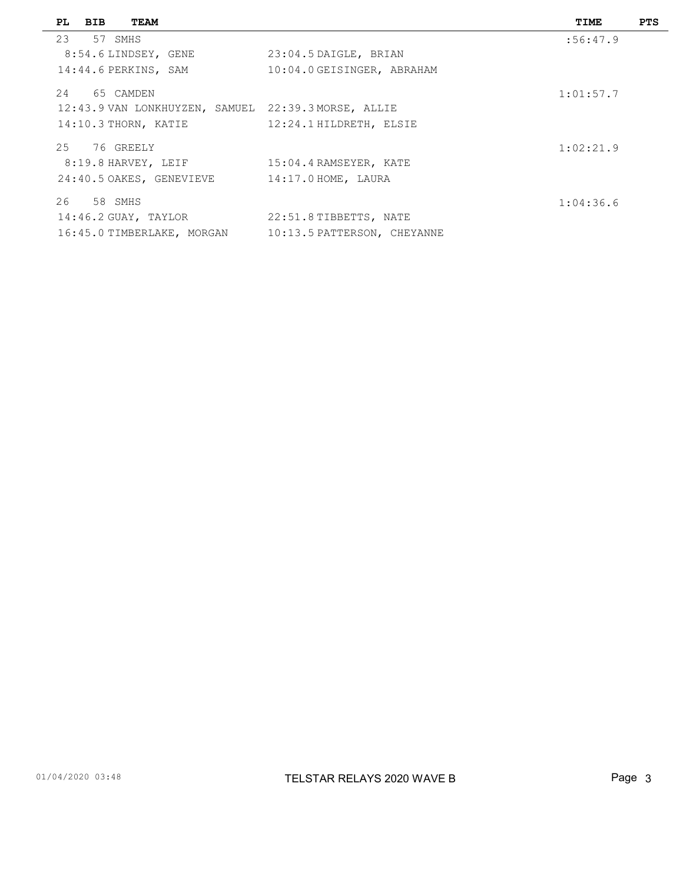| PL | BIB | TEAM | | TIME | PTS |
|---|---|---|---|---|---|
| 23 | 57 | SMHS | | :56:47.9 | |
| | | 8:54.6 LINDSEY, GENE | 23:04.5 DAIGLE, BRIAN | | |
| | | 14:44.6 PERKINS, SAM | 10:04.0 GEISINGER, ABRAHAM | | |
| 24 | 65 | CAMDEN | | 1:01:57.7 | |
| | | 12:43.9 VAN LONKHUYZEN, SAMUEL | 22:39.3 MORSE, ALLIE | | |
| | | 14:10.3 THORN, KATIE | 12:24.1 HILDRETH, ELSIE | | |
| 25 | 76 | GREELY | | 1:02:21.9 | |
| | | 8:19.8 HARVEY, LEIF | 15:04.4 RAMSEYER, KATE | | |
| | | 24:40.5 OAKES, GENEVIEVE | 14:17.0 HOME, LAURA | | |
| 26 | 58 | SMHS | | 1:04:36.6 | |
| | | 14:46.2 GUAY, TAYLOR | 22:51.8 TIBBETTS, NATE | | |
| | | 16:45.0 TIMBERLAKE, MORGAN | 10:13.5 PATTERSON, CHEYANNE | | |

01/04/2020 03:48 TELSTAR RELAYS 2020 WAVE B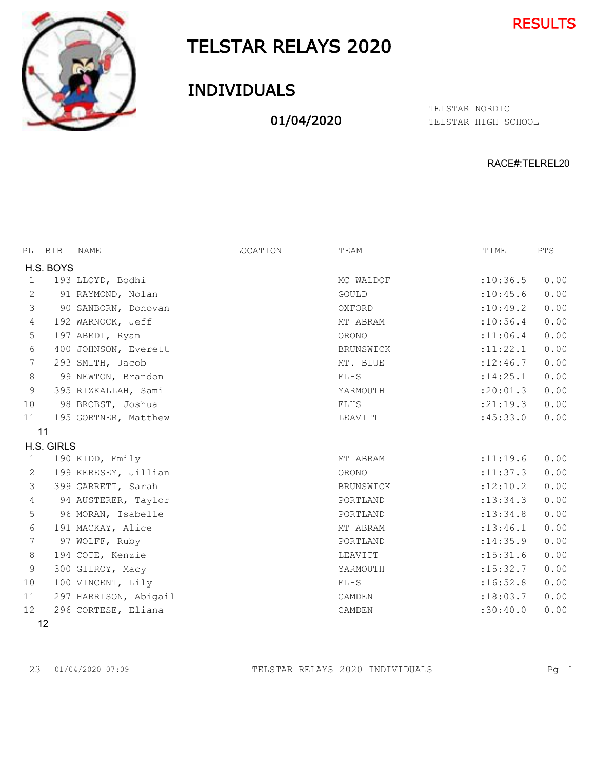# TELSTAR RELAYS 2020

RESULTS

## INDIVIDUALS

01/04/2020

TELSTAR NORDIC
TELSTAR HIGH SCHOOL

RACE#:TELREL20

| PL | BIB | NAME | LOCATION | TEAM | TIME | PTS |
|---|---|---|---|---|---|---|
| H.S. BOYS | | | | | | |
| 1 | 193 | LLOYD, Bodhi | | MC WALDOF | :10:36.5 | 0.00 |
| 2 | 91 | RAYMOND, Nolan | | GOULD | :10:45.6 | 0.00 |
| 3 | 90 | SANBORN, Donovan | | OXFORD | :10:49.2 | 0.00 |
| 4 | 192 | WARNOCK, Jeff | | MT ABRAM | :10:56.4 | 0.00 |
| 5 | 197 | ABEDI, Ryan | | ORONO | :11:06.4 | 0.00 |
| 6 | 400 | JOHNSON, Everett | | BRUNSWICK | :11:22.1 | 0.00 |
| 7 | 293 | SMITH, Jacob | | MT. BLUE | :12:46.7 | 0.00 |
| 8 | 99 | NEWTON, Brandon | | ELHS | :14:25.1 | 0.00 |
| 9 | 395 | RIZKALLAH, Sami | | YARMOUTH | :20:01.3 | 0.00 |
| 10 | 98 | BROBST, Joshua | | ELHS | :21:19.3 | 0.00 |
| 11 | 195 | GORTNER, Matthew | | LEAVITT | :45:33.0 | 0.00 |
| 11 | | | | | | |
| H.S. GIRLS | | | | | | |
| 1 | 190 | KIDD, Emily | | MT ABRAM | :11:19.6 | 0.00 |
| 2 | 199 | KERESEY, Jillian | | ORONO | :11:37.3 | 0.00 |
| 3 | 399 | GARRETT, Sarah | | BRUNSWICK | :12:10.2 | 0.00 |
| 4 | 94 | AUSTERER, Taylor | | PORTLAND | :13:34.3 | 0.00 |
| 5 | 96 | MORAN, Isabelle | | PORTLAND | :13:34.8 | 0.00 |
| 6 | 191 | MACKAY, Alice | | MT ABRAM | :13:46.1 | 0.00 |
| 7 | 97 | WOLFF, Ruby | | PORTLAND | :14:35.9 | 0.00 |
| 8 | 194 | COTE, Kenzie | | LEAVITT | :15:31.6 | 0.00 |
| 9 | 300 | GILROY, Macy | | YARMOUTH | :15:32.7 | 0.00 |
| 10 | 100 | VINCENT, Lily | | ELHS | :16:52.8 | 0.00 |
| 11 | 297 | HARRISON, Abigail | | CAMDEN | :18:03.7 | 0.00 |
| 12 | 296 | CORTESE, Eliana | | CAMDEN | :30:40.0 | 0.00 |
| 12 | | | | | | |

23 01/04/2020 07:09 TELSTAR RELAYS 2020 INDIVIDUALS